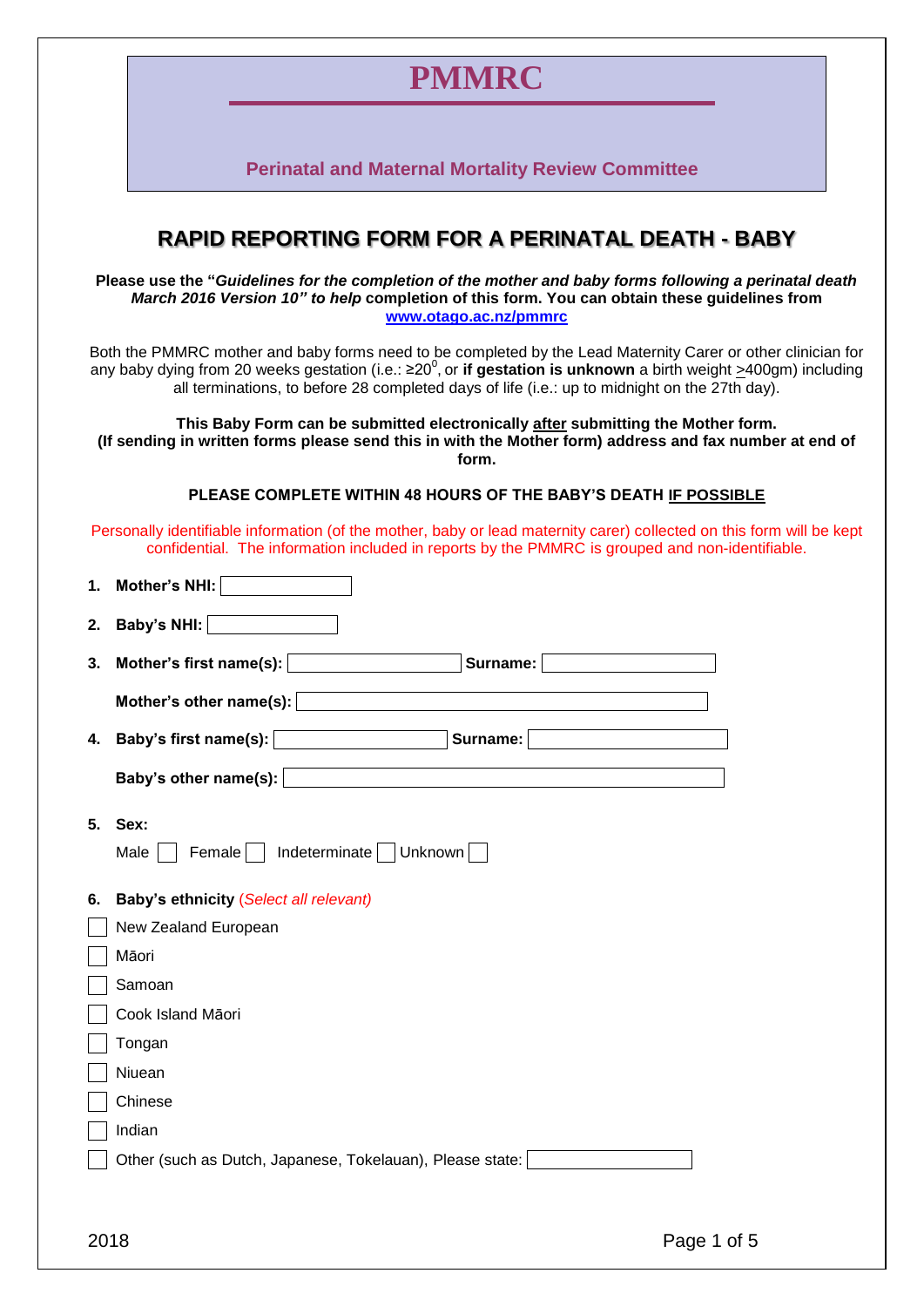# PMMRC

**Perinatal and Maternal Mortality Review Committee**

## RAPID REPORTING FORM FOR A PERINATAL DEATH - BABY

**Please use the "*Guidelines for the completion of the mother and baby forms following a perinatal death March 2016 Version 10" to help* completion of this form. You can obtain these guidelines from [www.otago.ac.nz/pmmrc](www.otago.ac.nz/pmmrc)**

Both the PMMRC mother and baby forms need to be completed by the Lead Maternity Carer or other clinician for any baby dying from 20 weeks gestation (i.e.: ≥$20^0$, or **if gestation is unknown** a birth weight ≥400gm) including all terminations, to before 28 completed days of life (i.e.: up to midnight on the 27th day).

**This Baby Form can be submitted electronically <u>after</u> submitting the Mother form. (If sending in written forms please send this in with the Mother form) address and fax number at end of form.**

**PLEASE COMPLETE WITHIN 48 HOURS OF THE BABY'S DEATH <u>IF POSSIBLE</u>**

Personally identifiable information (of the mother, baby or lead maternity carer) collected on this form will be kept confidential. The information included in reports by the PMMRC is grouped and non-identifiable.

1. **Mother's NHI:** ☐

2. **Baby's NHI:** ☐

3. **Mother's first name(s):** ☐ **Surname:** ☐

   **Mother's other name(s):** ☐

4. **Baby's first name(s):** ☐ **Surname:** ☐

   **Baby's other name(s):** ☐

5. **Sex:**

   Male ☐ Female ☐ Indeterminate ☐ Unknown ☐

6. **Baby's ethnicity** *(Select all relevant)*

- ☐ New Zealand European
- ☐ Māori
- ☐ Samoan
- ☐ Cook Island Māori
- ☐ Tongan
- ☐ Niuean
- ☐ Chinese
- ☐ Indian
- ☐ Other (such as Dutch, Japanese, Tokelauan), Please state: ☐

2018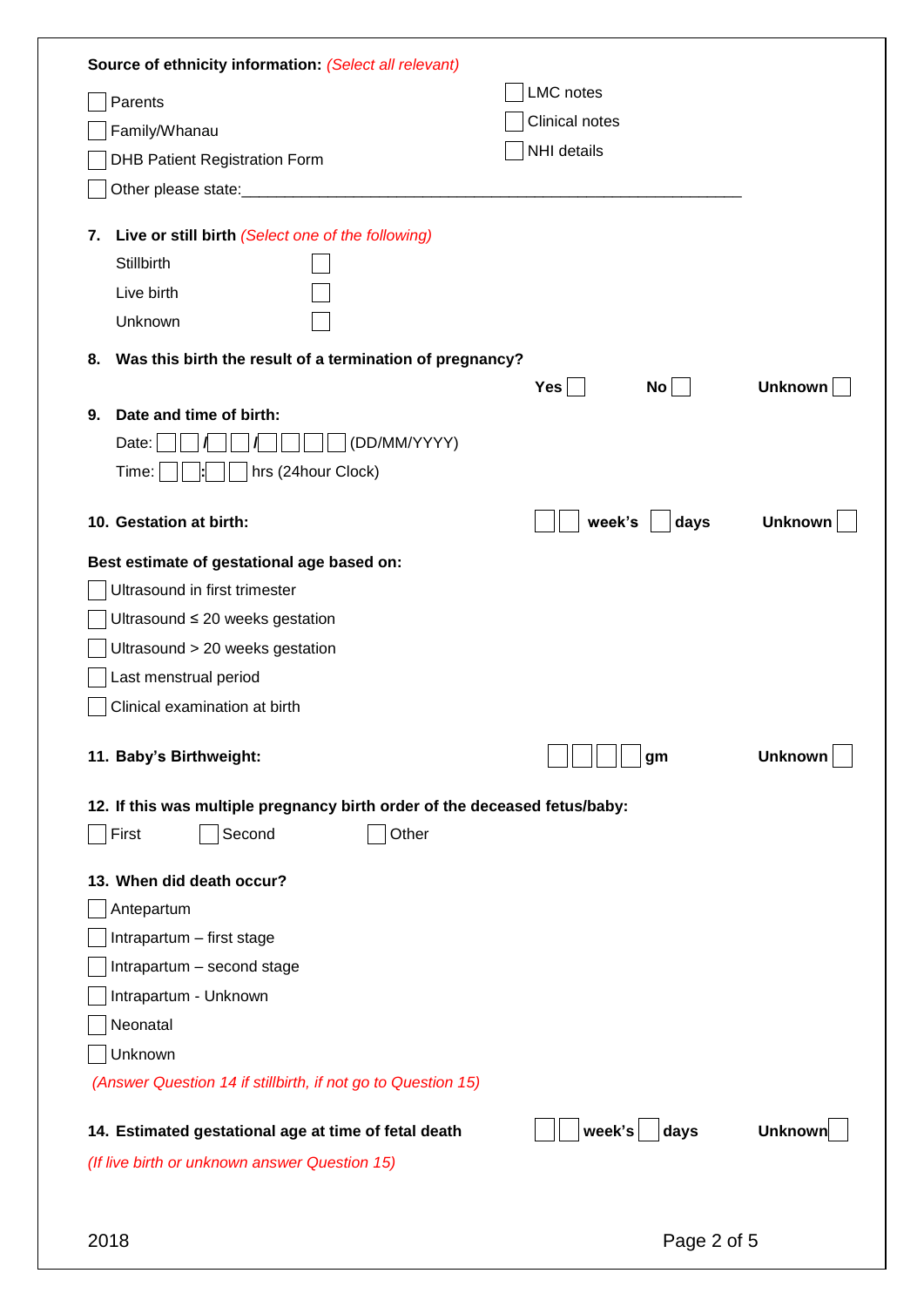**Source of ethnicity information:** *(Select all relevant)*

- ☐ Parents
- ☐ Family/Whanau
- ☐ DHB Patient Registration Form
- ☐ LMC notes
- ☐ Clinical notes
- ☐ NHI details
- ☐ Other please state:_______________________________________________________

**7. Live or still birth** *(Select one of the following)*

- Stillbirth ☐
- Live birth ☐
- Unknown ☐

**8. Was this birth the result of a termination of pregnancy?**

**Yes** ☐ **No** ☐ **Unknown** ☐

**9. Date and time of birth:**

Date: ☐☐ **/** ☐☐ **/** ☐☐☐☐ (DD/MM/YYYY)

Time: ☐☐**:**☐☐ hrs (24hour Clock)

**10. Gestation at birth:** ☐☐ **week's** ☐ **days** **Unknown** ☐

**Best estimate of gestational age based on:**

- ☐ Ultrasound in first trimester
- ☐ Ultrasound ≤ 20 weeks gestation
- ☐ Ultrasound > 20 weeks gestation
- ☐ Last menstrual period
- ☐ Clinical examination at birth

**11. Baby's Birthweight:** ☐☐☐☐ **gm** **Unknown** ☐

**12. If this was multiple pregnancy birth order of the deceased fetus/baby:**

☐ First ☐ Second ☐ Other

**13. When did death occur?**

- ☐ Antepartum
- ☐ Intrapartum – first stage
- ☐ Intrapartum – second stage
- ☐ Intrapartum - Unknown
- ☐ Neonatal
- ☐ Unknown

*(Answer Question 14 if stillbirth, if not go to Question 15)*

**14. Estimated gestational age at time of fetal death** ☐☐ **week's** ☐ **days** **Unknown** ☐

*(If live birth or unknown answer Question 15)*

2018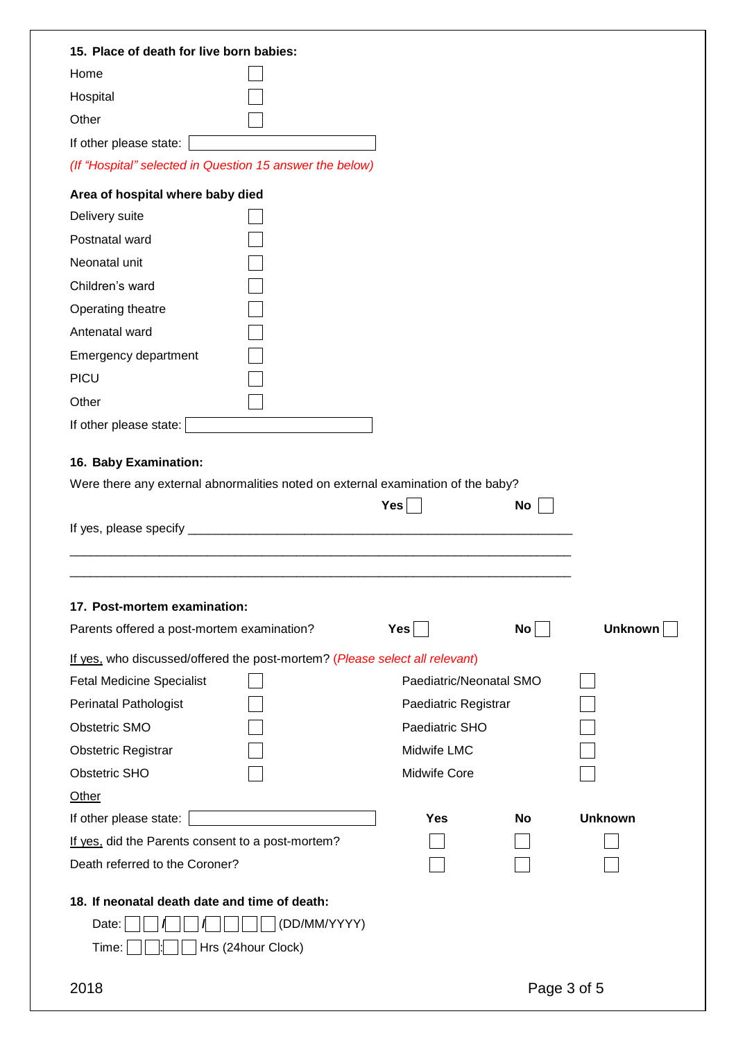**15. Place of death for live born babies:**

Home ☐

Hospital ☐

Other ☐

If other please state: ____________

*(If "Hospital" selected in Question 15 answer the below)*

**Area of hospital where baby died**

Delivery suite ☐

Postnatal ward ☐

Neonatal unit ☐

Children's ward ☐

Operating theatre ☐

Antenatal ward ☐

Emergency department ☐

PICU ☐

Other ☐

If other please state: ____________

**16. Baby Examination:**

Were there any external abnormalities noted on external examination of the baby?

**Yes** ☐ **No** ☐

If yes, please specify ______________________________________________________

______________________________________________________________________

______________________________________________________________________

**17. Post-mortem examination:**

Parents offered a post-mortem examination? **Yes** ☐ **No** ☐ **Unknown** ☐

If yes, who discussed/offered the post-mortem? *(Please select all relevant)*

| | | | |
|---|---|---|---|
| Fetal Medicine Specialist | ☐ | Paediatric/Neonatal SMO | ☐ |
| Perinatal Pathologist | ☐ | Paediatric Registrar | ☐ |
| Obstetric SMO | ☐ | Paediatric SHO | ☐ |
| Obstetric Registrar | ☐ | Midwife LMC | ☐ |
| Obstetric SHO | ☐ | Midwife Core | ☐ |

Other

If other please state: ____________

| | Yes | No | Unknown |
|---|---|---|---|
| If yes, did the Parents consent to a post-mortem? | ☐ | ☐ | ☐ |
| Death referred to the Coroner? | ☐ | ☐ | ☐ |

**18. If neonatal death date and time of death:**

Date: ☐☐/☐☐/☐☐☐☐ (DD/MM/YYYY)

Time: ☐☐:☐☐ Hrs (24hour Clock)

2018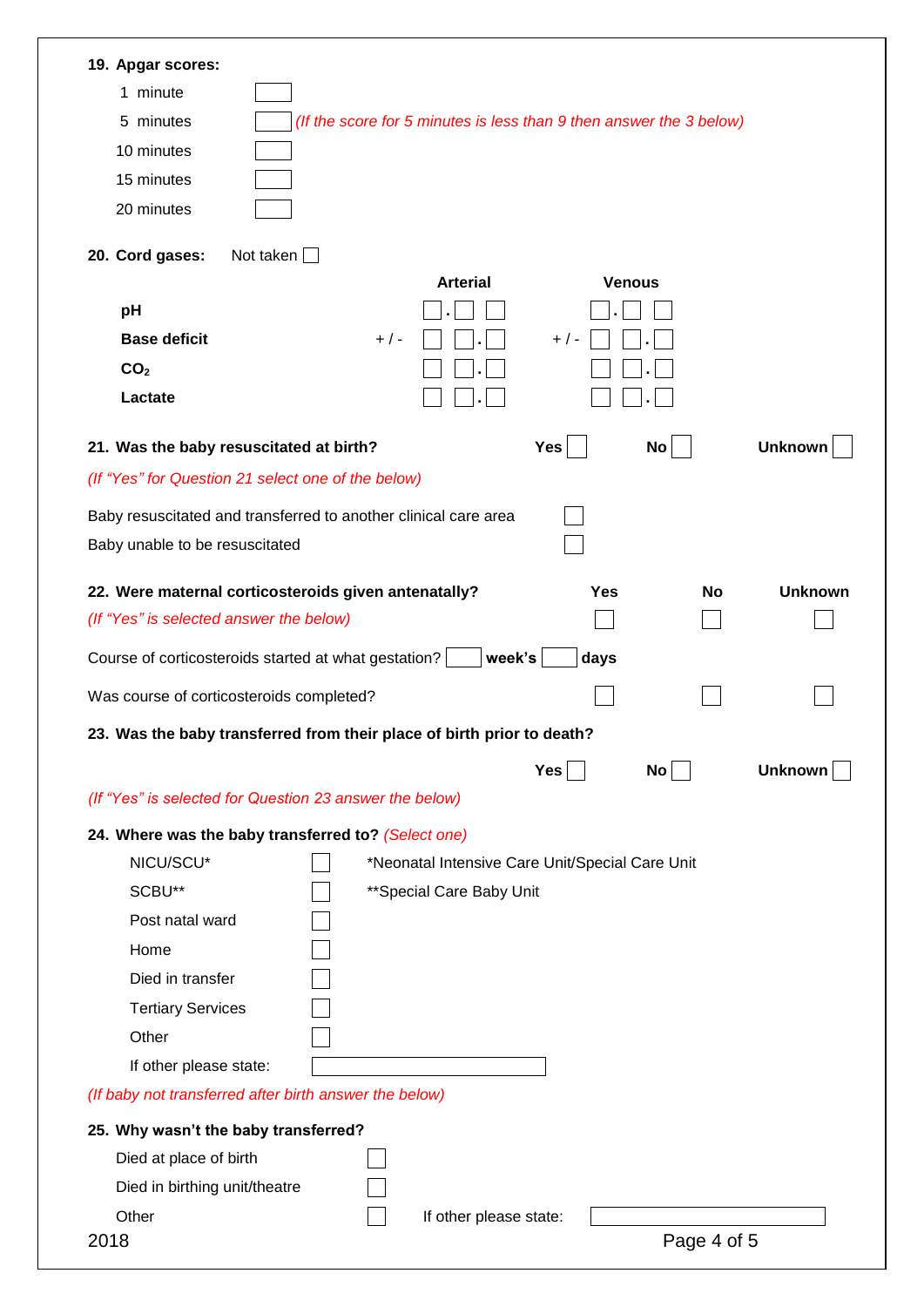**19. Apgar scores:**

| | | |
|---|---|---|
| 1 minute | ☐ | |
| 5 minutes | ☐ | *(If the score for 5 minutes is less than 9 then answer the 3 below)* |
| 10 minutes | ☐ | |
| 15 minutes | ☐ | |
| 20 minutes | ☐ | |

**20. Cord gases:** Not taken ☐

| | Arterial | Venous |
|---|---|---|
| **pH** | ☐.☐ ☐ | ☐.☐ ☐ |
| **Base deficit** | + / - ☐ ☐.☐ | + / - ☐ ☐.☐ |
| **$CO_2$** | ☐ ☐.☐ | ☐ ☐.☐ |
| **Lactate** | ☐ ☐.☐ | ☐ ☐.☐ |

**21. Was the baby resuscitated at birth?** **Yes** ☐ **No** ☐ **Unknown** ☐

*(If "Yes" for Question 21 select one of the below)*

Baby resuscitated and transferred to another clinical care area ☐

Baby unable to be resuscitated ☐

| **22. Were maternal corticosteroids given antenatally?** | **Yes** | **No** | **Unknown** |
|---|---|---|---|
| *(If "Yes" is selected answer the below)* | ☐ | ☐ | ☐ |
| Course of corticosteroids started at what gestation? ☐ **week's** ☐ **days** | | | |
| Was course of corticosteroids completed? | ☐ | ☐ | ☐ |

**23. Was the baby transferred from their place of birth prior to death?**

**Yes** ☐ **No** ☐ **Unknown** ☐

*(If "Yes" is selected for Question 23 answer the below)*

**24. Where was the baby transferred to?** *(Select one)*

| | | |
|---|---|---|
| NICU/SCU* | ☐ | *Neonatal Intensive Care Unit/Special Care Unit |
| SCBU** | ☐ | **Special Care Baby Unit |
| Post natal ward | ☐ | |
| Home | ☐ | |
| Died in transfer | ☐ | |
| Tertiary Services | ☐ | |
| Other | ☐ | |
| If other please state: | ________________ | |

*(If baby not transferred after birth answer the below)*

**25. Why wasn't the baby transferred?**

| | | |
|---|---|---|
| Died at place of birth | ☐ | |
| Died in birthing unit/theatre | ☐ | |
| Other | ☐ | If other please state: ________________ |

2018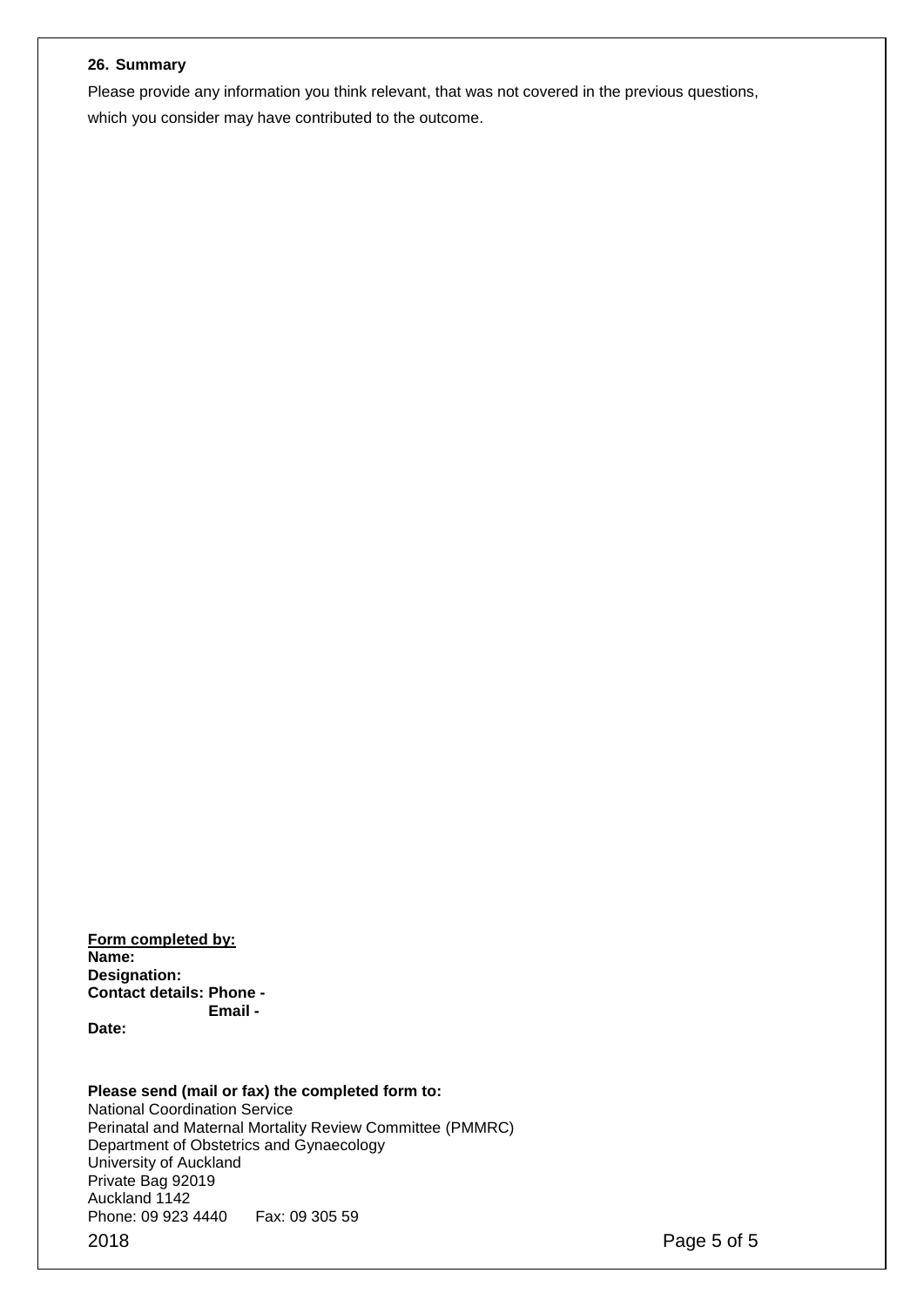**26. Summary**

Please provide any information you think relevant, that was not covered in the previous questions, which you consider may have contributed to the outcome.

**Form completed by:**
**Name:**
**Designation:**
**Contact details: Phone -**
**Email -**
**Date:**

**Please send (mail or fax) the completed form to:**
National Coordination Service
Perinatal and Maternal Mortality Review Committee (PMMRC)
Department of Obstetrics and Gynaecology
University of Auckland
Private Bag 92019
Auckland 1142
Phone: 09 923 4440 Fax: 09 305 59

2018